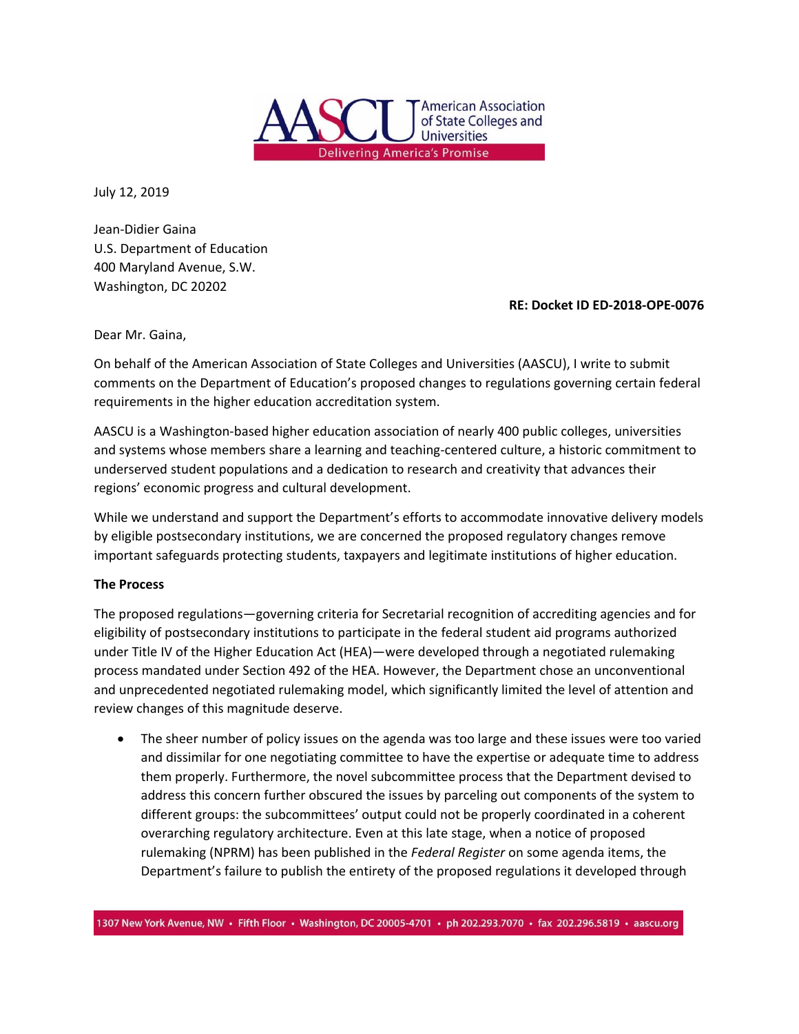July 12, 2019

Jean-Didier Gaina
U.S. Department of Education
400 Maryland Avenue, S.W.
Washington, DC 20202

**RE: Docket ID ED-2018-OPE-0076**

Dear Mr. Gaina,

On behalf of the American Association of State Colleges and Universities (AASCU), I write to submit comments on the Department of Education's proposed changes to regulations governing certain federal requirements in the higher education accreditation system.

AASCU is a Washington-based higher education association of nearly 400 public colleges, universities and systems whose members share a learning and teaching-centered culture, a historic commitment to underserved student populations and a dedication to research and creativity that advances their regions' economic progress and cultural development.

While we understand and support the Department's efforts to accommodate innovative delivery models by eligible postsecondary institutions, we are concerned the proposed regulatory changes remove important safeguards protecting students, taxpayers and legitimate institutions of higher education.

**The Process**

The proposed regulations—governing criteria for Secretarial recognition of accrediting agencies and for eligibility of postsecondary institutions to participate in the federal student aid programs authorized under Title IV of the Higher Education Act (HEA)—were developed through a negotiated rulemaking process mandated under Section 492 of the HEA. However, the Department chose an unconventional and unprecedented negotiated rulemaking model, which significantly limited the level of attention and review changes of this magnitude deserve.

- The sheer number of policy issues on the agenda was too large and these issues were too varied and dissimilar for one negotiating committee to have the expertise or adequate time to address them properly. Furthermore, the novel subcommittee process that the Department devised to address this concern further obscured the issues by parceling out components of the system to different groups: the subcommittees' output could not be properly coordinated in a coherent overarching regulatory architecture. Even at this late stage, when a notice of proposed rulemaking (NPRM) has been published in the *Federal Register* on some agenda items, the Department's failure to publish the entirety of the proposed regulations it developed through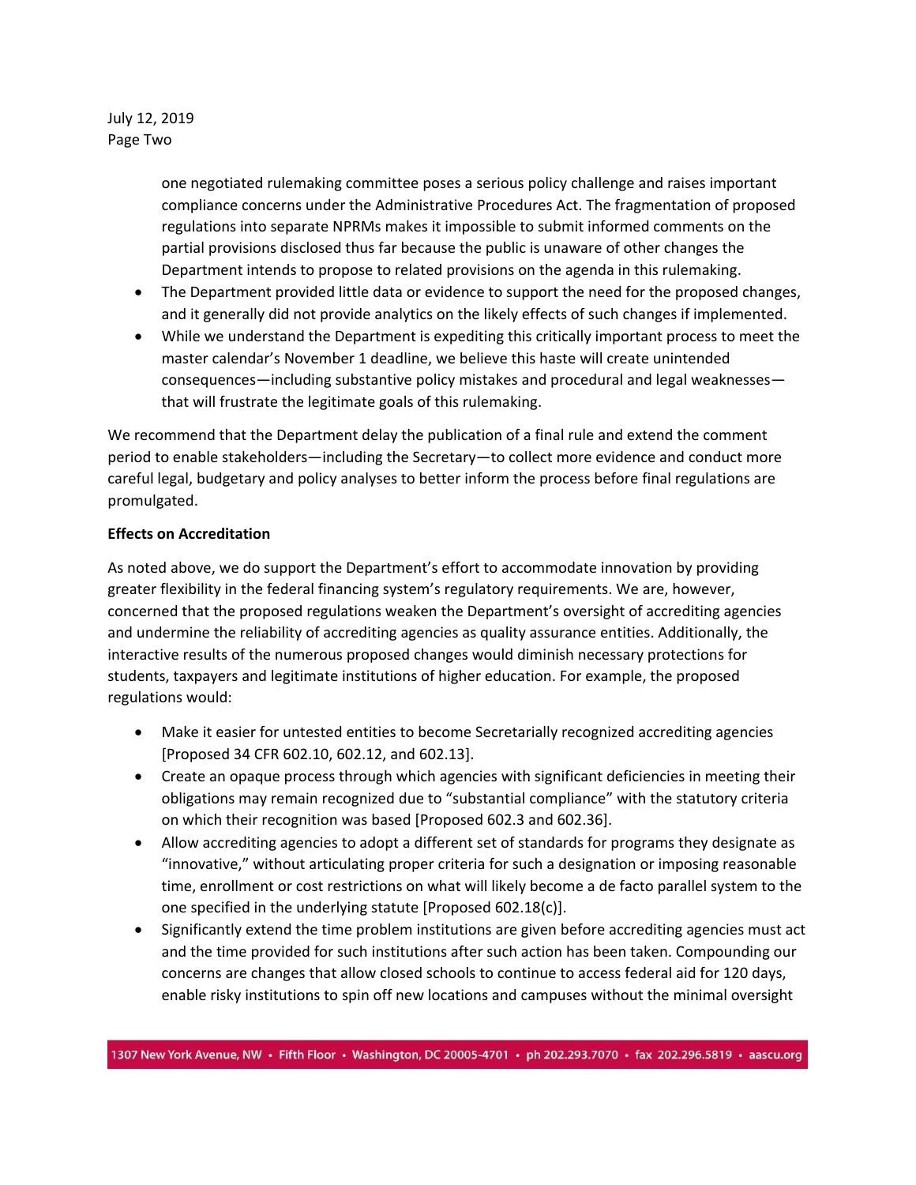one negotiated rulemaking committee poses a serious policy challenge and raises important compliance concerns under the Administrative Procedures Act. The fragmentation of proposed regulations into separate NPRMs makes it impossible to submit informed comments on the partial provisions disclosed thus far because the public is unaware of other changes the Department intends to propose to related provisions on the agenda in this rulemaking.

- The Department provided little data or evidence to support the need for the proposed changes, and it generally did not provide analytics on the likely effects of such changes if implemented.
- While we understand the Department is expediting this critically important process to meet the master calendar's November 1 deadline, we believe this haste will create unintended consequences—including substantive policy mistakes and procedural and legal weaknesses—that will frustrate the legitimate goals of this rulemaking.

We recommend that the Department delay the publication of a final rule and extend the comment period to enable stakeholders—including the Secretary—to collect more evidence and conduct more careful legal, budgetary and policy analyses to better inform the process before final regulations are promulgated.

**Effects on Accreditation**

As noted above, we do support the Department's effort to accommodate innovation by providing greater flexibility in the federal financing system's regulatory requirements. We are, however, concerned that the proposed regulations weaken the Department's oversight of accrediting agencies and undermine the reliability of accrediting agencies as quality assurance entities. Additionally, the interactive results of the numerous proposed changes would diminish necessary protections for students, taxpayers and legitimate institutions of higher education. For example, the proposed regulations would:

- Make it easier for untested entities to become Secretarially recognized accrediting agencies [Proposed 34 CFR 602.10, 602.12, and 602.13].
- Create an opaque process through which agencies with significant deficiencies in meeting their obligations may remain recognized due to "substantial compliance" with the statutory criteria on which their recognition was based [Proposed 602.3 and 602.36].
- Allow accrediting agencies to adopt a different set of standards for programs they designate as "innovative," without articulating proper criteria for such a designation or imposing reasonable time, enrollment or cost restrictions on what will likely become a de facto parallel system to the one specified in the underlying statute [Proposed 602.18(c)].
- Significantly extend the time problem institutions are given before accrediting agencies must act and the time provided for such institutions after such action has been taken. Compounding our concerns are changes that allow closed schools to continue to access federal aid for 120 days, enable risky institutions to spin off new locations and campuses without the minimal oversight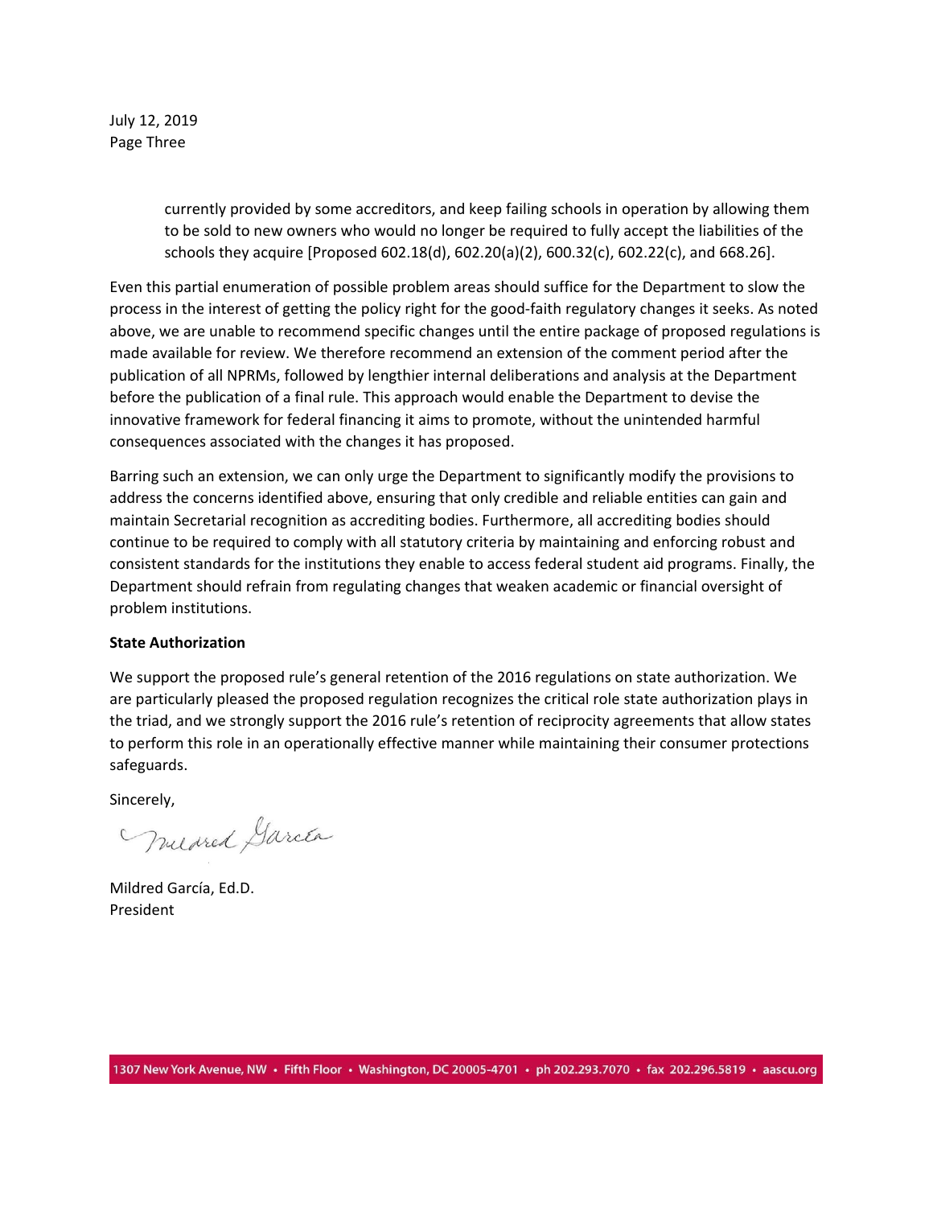currently provided by some accreditors, and keep failing schools in operation by allowing them to be sold to new owners who would no longer be required to fully accept the liabilities of the schools they acquire [Proposed 602.18(d), 602.20(a)(2), 600.32(c), 602.22(c), and 668.26].

Even this partial enumeration of possible problem areas should suffice for the Department to slow the process in the interest of getting the policy right for the good-faith regulatory changes it seeks. As noted above, we are unable to recommend specific changes until the entire package of proposed regulations is made available for review. We therefore recommend an extension of the comment period after the publication of all NPRMs, followed by lengthier internal deliberations and analysis at the Department before the publication of a final rule. This approach would enable the Department to devise the innovative framework for federal financing it aims to promote, without the unintended harmful consequences associated with the changes it has proposed.

Barring such an extension, we can only urge the Department to significantly modify the provisions to address the concerns identified above, ensuring that only credible and reliable entities can gain and maintain Secretarial recognition as accrediting bodies. Furthermore, all accrediting bodies should continue to be required to comply with all statutory criteria by maintaining and enforcing robust and consistent standards for the institutions they enable to access federal student aid programs. Finally, the Department should refrain from regulating changes that weaken academic or financial oversight of problem institutions.

**State Authorization**

We support the proposed rule's general retention of the 2016 regulations on state authorization. We are particularly pleased the proposed regulation recognizes the critical role state authorization plays in the triad, and we strongly support the 2016 rule's retention of reciprocity agreements that allow states to perform this role in an operationally effective manner while maintaining their consumer protections safeguards.

Sincerely,

Mildred García

Mildred García, Ed.D.
President

1307 New York Avenue, NW • Fifth Floor • Washington, DC 20005-4701 • ph 202.293.7070 • fax 202.296.5819 • aascu.org